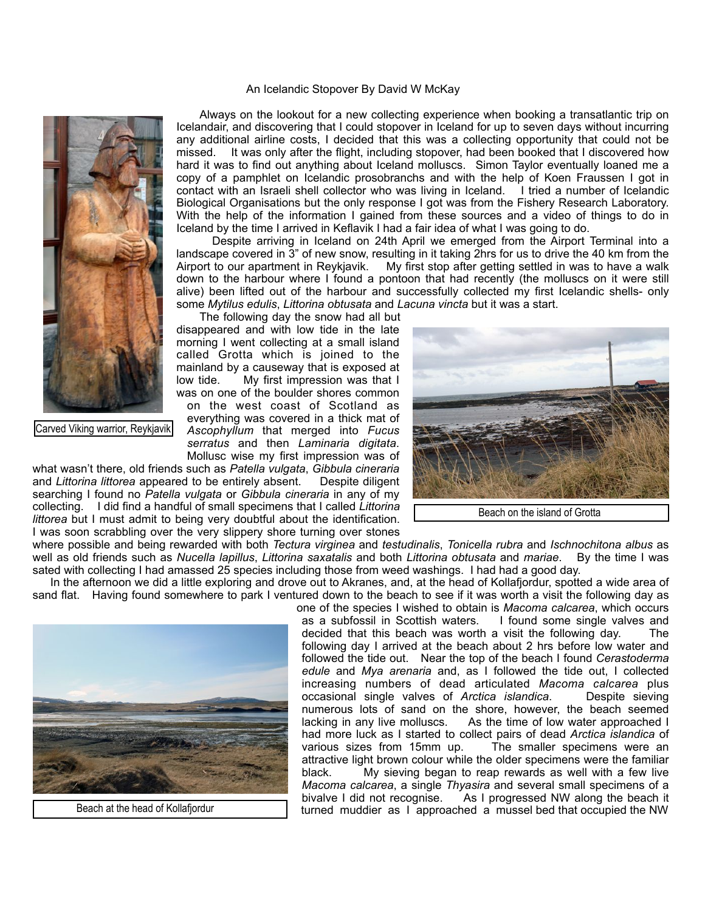An Icelandic Stopover By David W McKay

Carved Viking warrior, Reykjavik

Always on the lookout for a new collecting experience when booking a transatlantic trip on Icelandair, and discovering that I could stopover in Iceland for up to seven days without incurring any additional airline costs, I decided that this was a collecting opportunity that could not be missed. It was only after the flight, including stopover, had been booked that I discovered how hard it was to find out anything about Iceland molluscs. Simon Taylor eventually loaned me a copy of a pamphlet on Icelandic prosobranchs and with the help of Koen Fraussen I got in contact with an Israeli shell collector who was living in Iceland. I tried a number of Icelandic Biological Organisations but the only response I got was from the Fishery Research Laboratory. With the help of the information I gained from these sources and a video of things to do in Iceland by the time I arrived in Keflavik I had a fair idea of what I was going to do.

Despite arriving in Iceland on 24th April we emerged from the Airport Terminal into a landscape covered in 3" of new snow, resulting in it taking 2hrs for us to drive the 40 km from the Airport to our apartment in Reykjavik. My first stop after getting settled in was to have a walk down to the harbour where I found a pontoon that had recently (the molluscs on it were still alive) been lifted out of the harbour and successfully collected my first Icelandic shells- only some *Mytilus edulis*, *Littorina obtusata* and *Lacuna vincta* but it was a start.

The following day the snow had all but disappeared and with low tide in the late morning I went collecting at a small island called Grotta which is joined to the mainland by a causeway that is exposed at low tide. My first impression was that I was on one of the boulder shores common on the west coast of Scotland as everything was covered in a thick mat of *Ascophyllum* that merged into *Fucus serratus* and then *Laminaria digitata*. Mollusc wise my first impression was of what wasn't there, old friends such as *Patella vulgata*, *Gibbula cineraria* and *Littorina littorea* appeared to be entirely absent. Despite diligent searching I found no *Patella vulgata* or *Gibbula cineraria* in any of my collecting. I did find a handful of small specimens that I called *Littorina littorea* but I must admit to being very doubtful about the identification. I was soon scrabbling over the very slippery shore turning over stones where possible and being rewarded with both *Tectura virginea* and *testudinalis*, *Tonicella rubra* and *Ischnochitona albus* as well as old friends such as *Nucella lapillus*, *Littorina saxatalis* and both *Littorina obtusata* and *mariae*. By the time I was sated with collecting I had amassed 25 species including those from weed washings. I had had a good day.

Beach on the island of Grotta

In the afternoon we did a little exploring and drove out to Akranes, and, at the head of Kollafjordur, spotted a wide area of sand flat. Having found somewhere to park I ventured down to the beach to see if it was worth a visit the following day as one of the species I wished to obtain is *Macoma calcarea*, which occurs as a subfossil in Scottish waters. I found some single valves and decided that this beach was worth a visit the following day. The following day I arrived at the beach about 2 hrs before low water and followed the tide out. Near the top of the beach I found *Cerastoderma edule* and *Mya arenaria* and, as I followed the tide out, I collected increasing numbers of dead articulated *Macoma calcarea* plus occasional single valves of *Arctica islandica*. Despite sieving numerous lots of sand on the shore, however, the beach seemed lacking in any live molluscs. As the time of low water approached I had more luck as I started to collect pairs of dead *Arctica islandica* of various sizes from 15mm up. The smaller specimens were an attractive light brown colour while the older specimens were the familiar black. My sieving began to reap rewards as well with a few live *Macoma calcarea*, a single *Thyasira* and several small specimens of a bivalve I did not recognise. As I progressed NW along the beach it turned muddier as I approached a mussel bed that occupied the NW

Beach at the head of Kollafjordur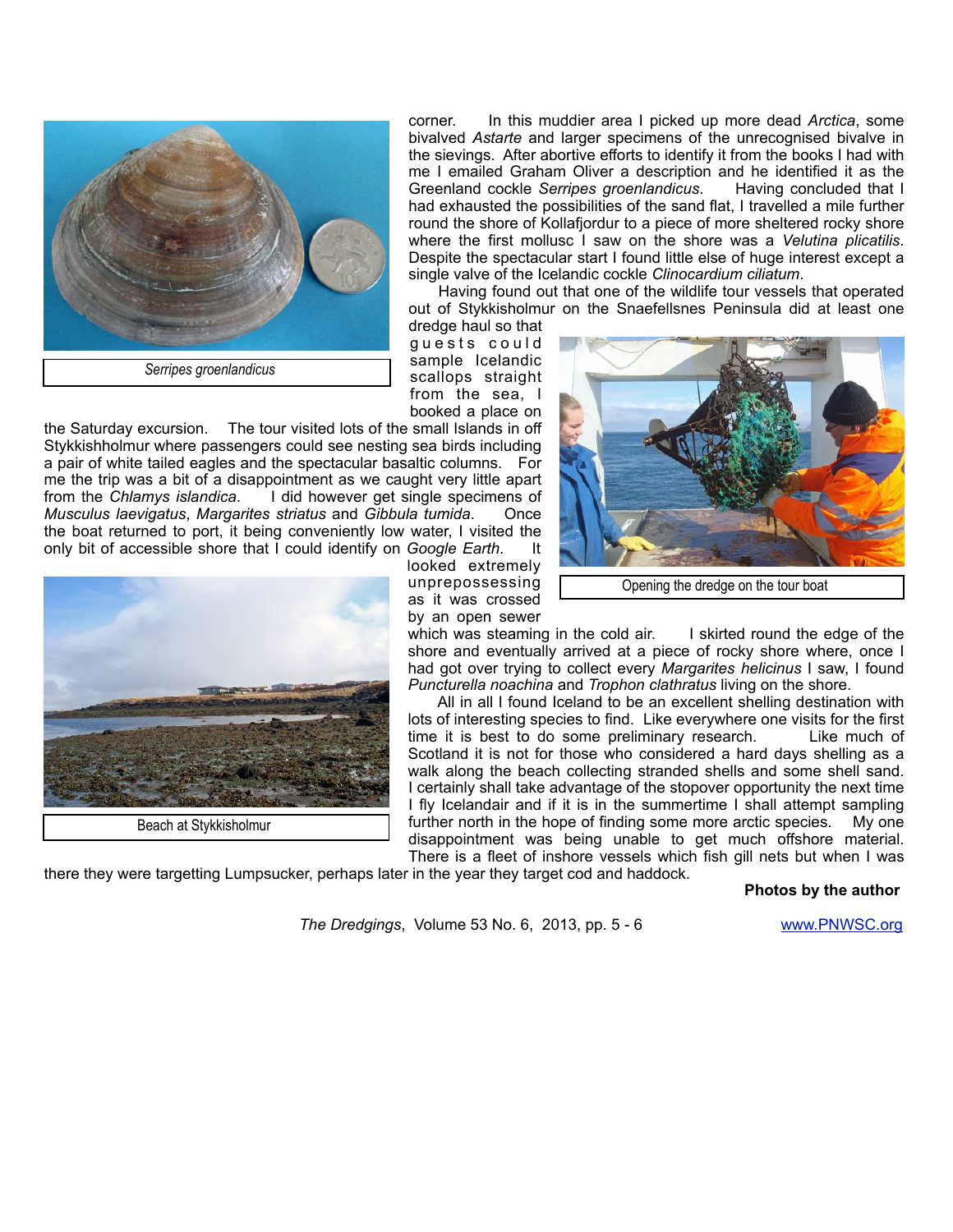corner. In this muddier area I picked up more dead *Arctica*, some bivalved *Astarte* and larger specimens of the unrecognised bivalve in the sievings. After abortive efforts to identify it from the books I had with me I emailed Graham Oliver a description and he identified it as the Greenland cockle *Serripes groenlandicus*. Having concluded that I had exhausted the possibilities of the sand flat, I travelled a mile further round the shore of Kollafjordur to a piece of more sheltered rocky shore where the first mollusc I saw on the shore was a *Velutina plicatilis*. Despite the spectacular start I found little else of huge interest except a single valve of the Icelandic cockle *Clinocardium ciliatum*.

*Serripes groenlandicus*

Having found out that one of the wildlife tour vessels that operated out of Stykkisholmur on the Snaefellsnes Peninsula did at least one dredge haul so that guests could sample Icelandic scallops straight from the sea, I booked a place on the Saturday excursion. The tour visited lots of the small Islands in off Stykkishholmur where passengers could see nesting sea birds including a pair of white tailed eagles and the spectacular basaltic columns. For me the trip was a bit of a disappointment as we caught very little apart from the *Chlamys islandica*. I did however get single specimens of *Musculus laevigatus*, *Margarites striatus* and *Gibbula tumida*. Once the boat returned to port, it being conveniently low water, I visited the only bit of accessible shore that I could identify on *Google Earth*. It looked extremely unprepossessing as it was crossed by an open sewer which was steaming in the cold air. I skirted round the edge of the shore and eventually arrived at a piece of rocky shore where, once I had got over trying to collect every *Margarites helicinus* I saw, I found *Puncturella noachina* and *Trophon clathratus* living on the shore.

Opening the dredge on the tour boat

Beach at Stykkisholmur

All in all I found Iceland to be an excellent shelling destination with lots of interesting species to find. Like everywhere one visits for the first time it is best to do some preliminary research. Like much of Scotland it is not for those who considered a hard days shelling as a walk along the beach collecting stranded shells and some shell sand. I certainly shall take advantage of the stopover opportunity the next time I fly Icelandair and if it is in the summertime I shall attempt sampling further north in the hope of finding some more arctic species. My one disappointment was being unable to get much offshore material. There is a fleet of inshore vessels which fish gill nets but when I was there they were targetting Lumpsucker, perhaps later in the year they target cod and haddock.

**Photos by the author**